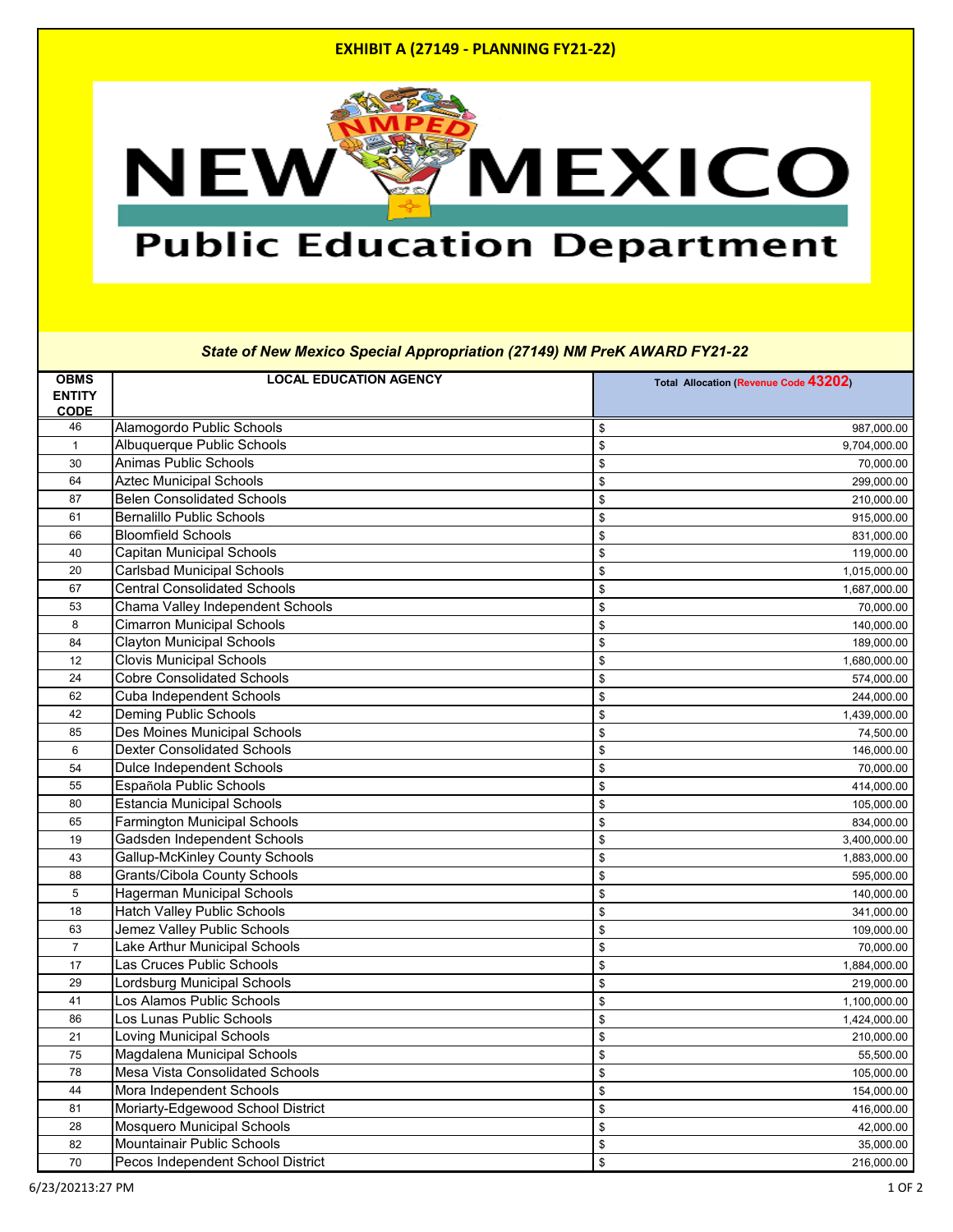# EXHIBIT A (27149 - PLANNING FY21-22)

NEW MEXICO Public Education Department

***State of New Mexico Special Appropriation (27149) NM PreK AWARD FY21-22***

| OBMS ENTITY CODE | LOCAL EDUCATION AGENCY | Total Allocation (Revenue Code 43202) |
|---|---|---|
| 46 | Alamogordo Public Schools | $ 987,000.00 |
| 1 | Albuquerque Public Schools | $ 9,704,000.00 |
| 30 | Animas Public Schools | $ 70,000.00 |
| 64 | Aztec Municipal Schools | $ 299,000.00 |
| 87 | Belen Consolidated Schools | $ 210,000.00 |
| 61 | Bernalillo Public Schools | $ 915,000.00 |
| 66 | Bloomfield Schools | $ 831,000.00 |
| 40 | Capitan Municipal Schools | $ 119,000.00 |
| 20 | Carlsbad Municipal Schools | $ 1,015,000.00 |
| 67 | Central Consolidated Schools | $ 1,687,000.00 |
| 53 | Chama Valley Independent Schools | $ 70,000.00 |
| 8 | Cimarron Municipal Schools | $ 140,000.00 |
| 84 | Clayton Municipal Schools | $ 189,000.00 |
| 12 | Clovis Municipal Schools | $ 1,680,000.00 |
| 24 | Cobre Consolidated Schools | $ 574,000.00 |
| 62 | Cuba Independent Schools | $ 244,000.00 |
| 42 | Deming Public Schools | $ 1,439,000.00 |
| 85 | Des Moines Municipal Schools | $ 74,500.00 |
| 6 | Dexter Consolidated Schools | $ 146,000.00 |
| 54 | Dulce Independent Schools | $ 70,000.00 |
| 55 | Española Public Schools | $ 414,000.00 |
| 80 | Estancia Municipal Schools | $ 105,000.00 |
| 65 | Farmington Municipal Schools | $ 834,000.00 |
| 19 | Gadsden Independent Schools | $ 3,400,000.00 |
| 43 | Gallup-McKinley County Schools | $ 1,883,000.00 |
| 88 | Grants/Cibola County Schools | $ 595,000.00 |
| 5 | Hagerman Municipal Schools | $ 140,000.00 |
| 18 | Hatch Valley Public Schools | $ 341,000.00 |
| 63 | Jemez Valley Public Schools | $ 109,000.00 |
| 7 | Lake Arthur Municipal Schools | $ 70,000.00 |
| 17 | Las Cruces Public Schools | $ 1,884,000.00 |
| 29 | Lordsburg Municipal Schools | $ 219,000.00 |
| 41 | Los Alamos Public Schools | $ 1,100,000.00 |
| 86 | Los Lunas Public Schools | $ 1,424,000.00 |
| 21 | Loving Municipal Schools | $ 210,000.00 |
| 75 | Magdalena Municipal Schools | $ 55,500.00 |
| 78 | Mesa Vista Consolidated Schools | $ 105,000.00 |
| 44 | Mora Independent Schools | $ 154,000.00 |
| 81 | Moriarty-Edgewood School District | $ 416,000.00 |
| 28 | Mosquero Municipal Schools | $ 42,000.00 |
| 82 | Mountainair Public Schools | $ 35,000.00 |
| 70 | Pecos Independent School District | $ 216,000.00 |

6/23/20213:27 PM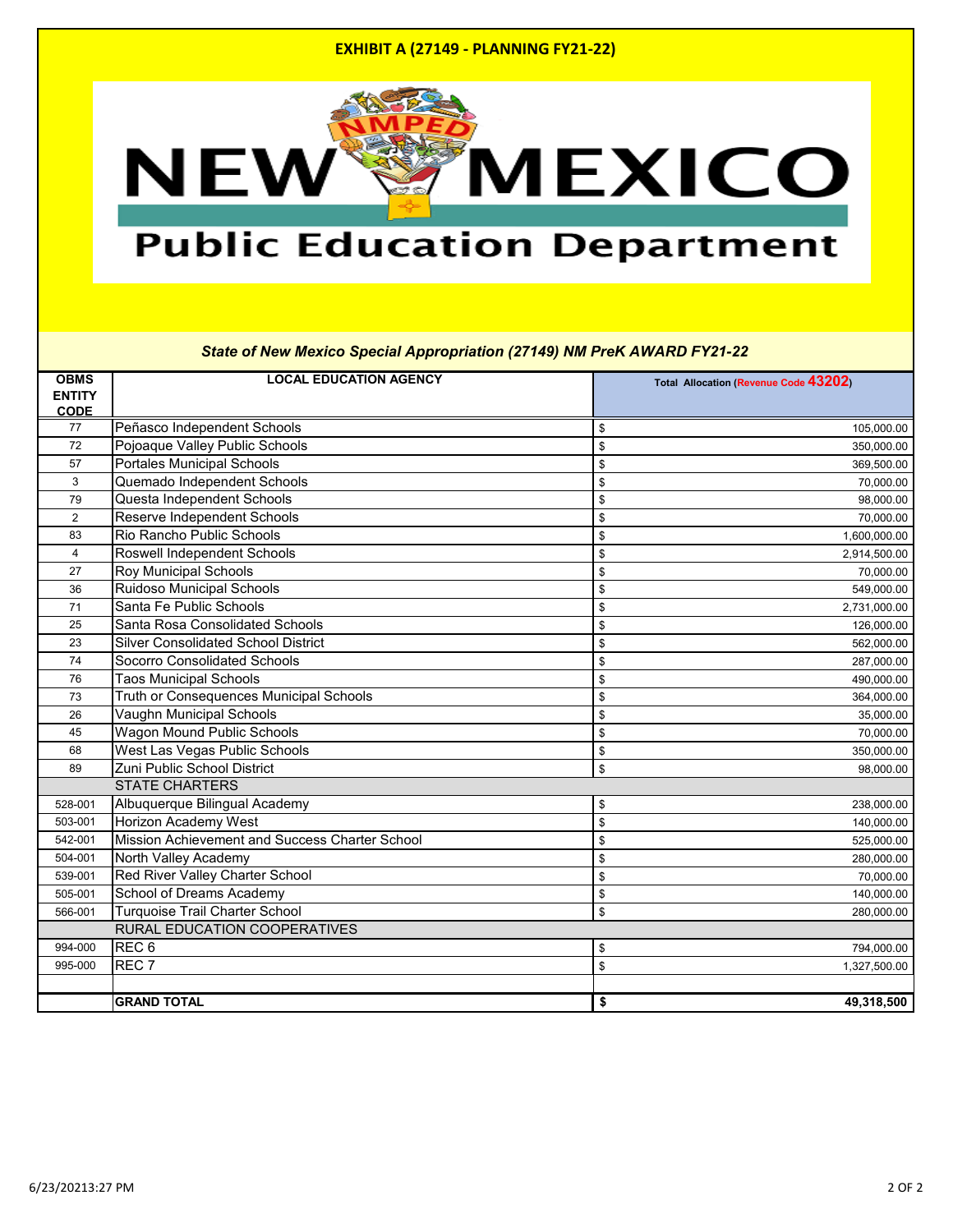**EXHIBIT A (27149 - PLANNING FY21-22)**

NEW MEXICO Public Education Department

***State of New Mexico Special Appropriation (27149) NM PreK AWARD FY21-22***

| OBMS ENTITY CODE | LOCAL EDUCATION AGENCY | Total Allocation (Revenue Code 43202) | |
|---|---|---|---|
| 77 | Peñasco Independent Schools | $ | 105,000.00 |
| 72 | Pojoaque Valley Public Schools | $ | 350,000.00 |
| 57 | Portales Municipal Schools | $ | 369,500.00 |
| 3 | Quemado Independent Schools | $ | 70,000.00 |
| 79 | Questa Independent Schools | $ | 98,000.00 |
| 2 | Reserve Independent Schools | $ | 70,000.00 |
| 83 | Rio Rancho Public Schools | $ | 1,600,000.00 |
| 4 | Roswell Independent Schools | $ | 2,914,500.00 |
| 27 | Roy Municipal Schools | $ | 70,000.00 |
| 36 | Ruidoso Municipal Schools | $ | 549,000.00 |
| 71 | Santa Fe Public Schools | $ | 2,731,000.00 |
| 25 | Santa Rosa Consolidated Schools | $ | 126,000.00 |
| 23 | Silver Consolidated School District | $ | 562,000.00 |
| 74 | Socorro Consolidated Schools | $ | 287,000.00 |
| 76 | Taos Municipal Schools | $ | 490,000.00 |
| 73 | Truth or Consequences Municipal Schools | $ | 364,000.00 |
| 26 | Vaughn Municipal Schools | $ | 35,000.00 |
| 45 | Wagon Mound Public Schools | $ | 70,000.00 |
| 68 | West Las Vegas Public Schools | $ | 350,000.00 |
| 89 | Zuni Public School District | $ | 98,000.00 |
| | STATE CHARTERS | | |
| 528-001 | Albuquerque Bilingual Academy | $ | 238,000.00 |
| 503-001 | Horizon Academy West | $ | 140,000.00 |
| 542-001 | Mission Achievement and Success Charter School | $ | 525,000.00 |
| 504-001 | North Valley Academy | $ | 280,000.00 |
| 539-001 | Red River Valley Charter School | $ | 70,000.00 |
| 505-001 | School of Dreams Academy | $ | 140,000.00 |
| 566-001 | Turquoise Trail Charter School | $ | 280,000.00 |
| | RURAL EDUCATION COOPERATIVES | | |
| 994-000 | REC 6 | $ | 794,000.00 |
| 995-000 | REC 7 | $ | 1,327,500.00 |
| | | | |
| | **GRAND TOTAL** | **$** | **49,318,500** |

6/23/20213:27 PM